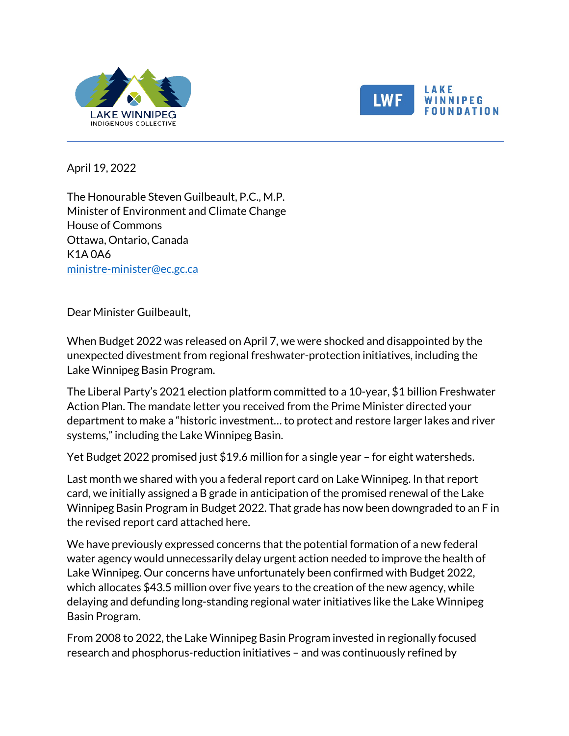LAKE WINNIPEG INDIGENOUS COLLECTIVE

LWF LAKE WINNIPEG FOUNDATION

April 19, 2022

The Honourable Steven Guilbeault, P.C., M.P.
Minister of Environment and Climate Change
House of Commons
Ottawa, Ontario, Canada
K1A 0A6
ministre-minister@ec.gc.ca

Dear Minister Guilbeault,

When Budget 2022 was released on April 7, we were shocked and disappointed by the unexpected divestment from regional freshwater-protection initiatives, including the Lake Winnipeg Basin Program.

The Liberal Party's 2021 election platform committed to a 10-year, $1 billion Freshwater Action Plan. The mandate letter you received from the Prime Minister directed your department to make a "historic investment… to protect and restore larger lakes and river systems," including the Lake Winnipeg Basin.

Yet Budget 2022 promised just $19.6 million for a single year – for eight watersheds.

Last month we shared with you a federal report card on Lake Winnipeg. In that report card, we initially assigned a B grade in anticipation of the promised renewal of the Lake Winnipeg Basin Program in Budget 2022. That grade has now been downgraded to an F in the revised report card attached here.

We have previously expressed concerns that the potential formation of a new federal water agency would unnecessarily delay urgent action needed to improve the health of Lake Winnipeg. Our concerns have unfortunately been confirmed with Budget 2022, which allocates $43.5 million over five years to the creation of the new agency, while delaying and defunding long-standing regional water initiatives like the Lake Winnipeg Basin Program.

From 2008 to 2022, the Lake Winnipeg Basin Program invested in regionally focused research and phosphorus-reduction initiatives – and was continuously refined by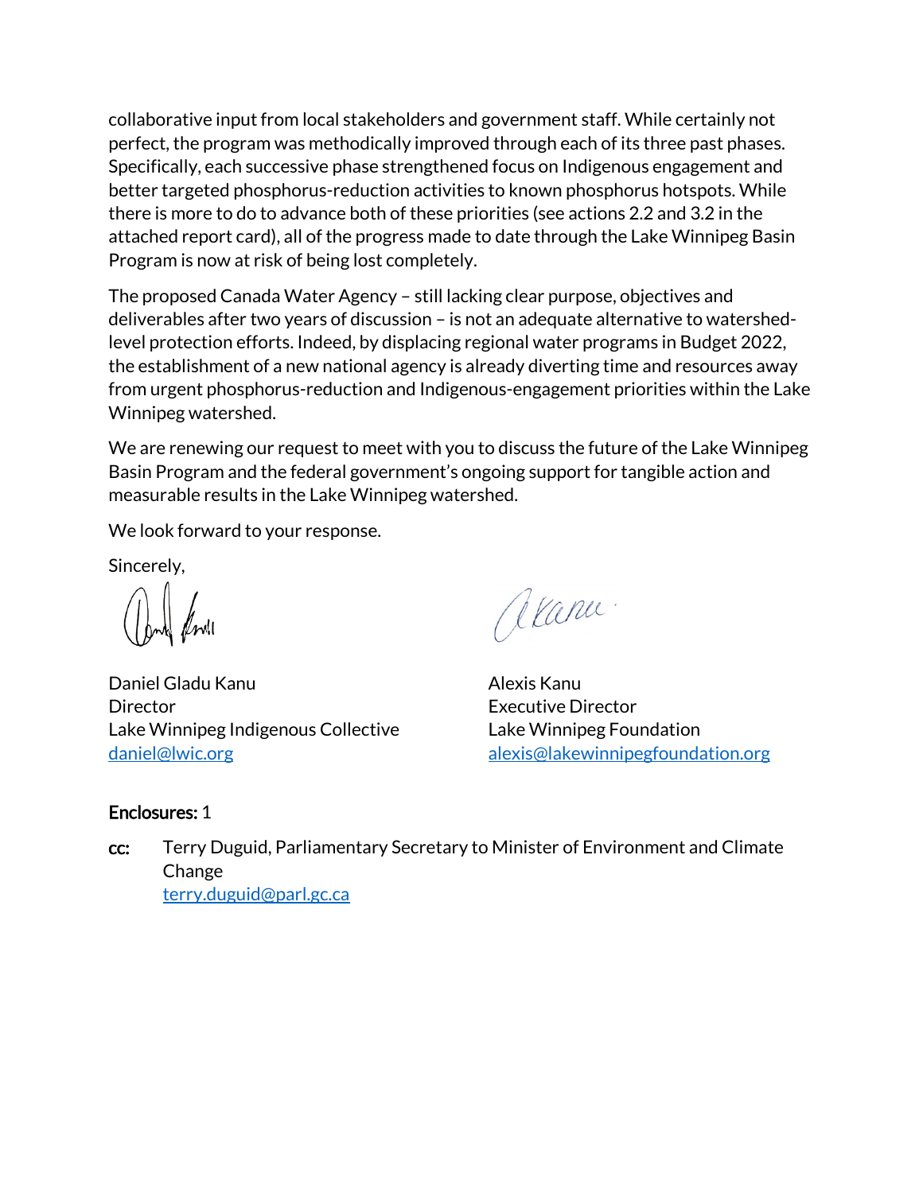collaborative input from local stakeholders and government staff. While certainly not perfect, the program was methodically improved through each of its three past phases. Specifically, each successive phase strengthened focus on Indigenous engagement and better targeted phosphorus-reduction activities to known phosphorus hotspots. While there is more to do to advance both of these priorities (see actions 2.2 and 3.2 in the attached report card), all of the progress made to date through the Lake Winnipeg Basin Program is now at risk of being lost completely.

The proposed Canada Water Agency – still lacking clear purpose, objectives and deliverables after two years of discussion – is not an adequate alternative to watershed-level protection efforts. Indeed, by displacing regional water programs in Budget 2022, the establishment of a new national agency is already diverting time and resources away from urgent phosphorus-reduction and Indigenous-engagement priorities within the Lake Winnipeg watershed.

We are renewing our request to meet with you to discuss the future of the Lake Winnipeg Basin Program and the federal government's ongoing support for tangible action and measurable results in the Lake Winnipeg watershed.

We look forward to your response.

Sincerely,

Daniel Gladu Kanu
Director
Lake Winnipeg Indigenous Collective
daniel@lwic.org

Alexis Kanu
Executive Director
Lake Winnipeg Foundation
alexis@lakewinnipegfoundation.org

**Enclosures:** 1

**cc:** Terry Duguid, Parliamentary Secretary to Minister of Environment and Climate Change
terry.duguid@parl.gc.ca